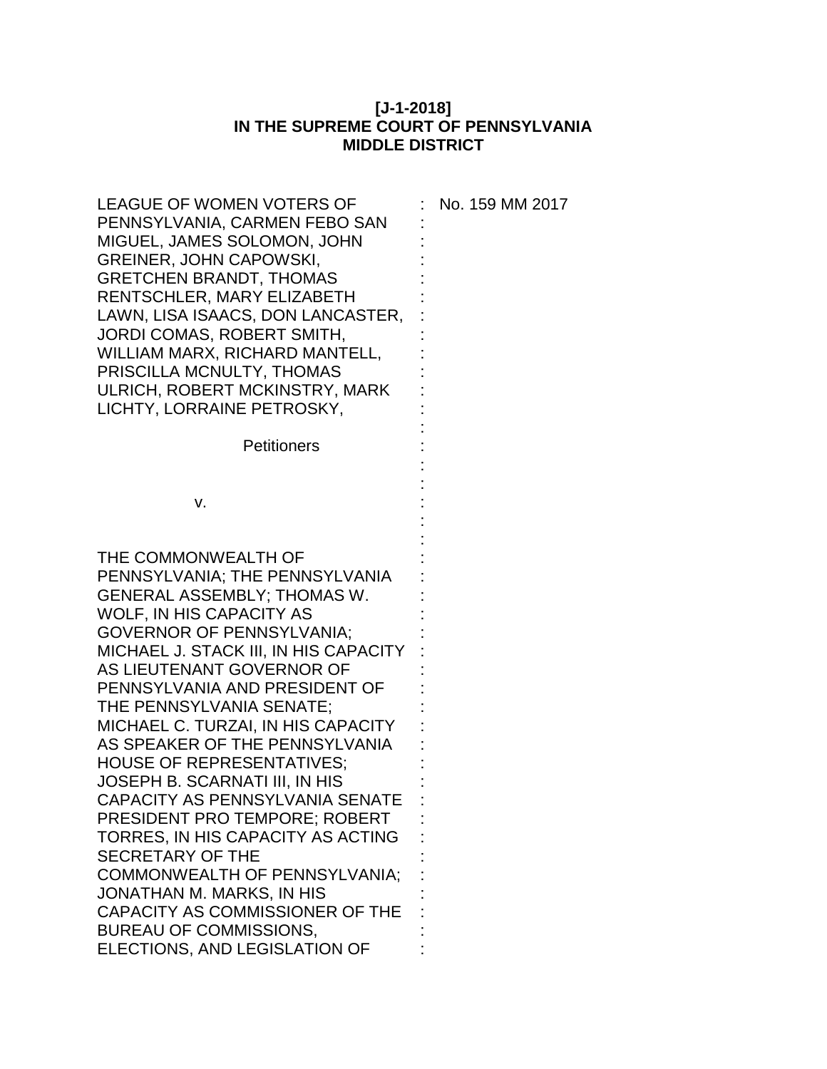**[J-1-2018]**
**IN THE SUPREME COURT OF PENNSYLVANIA**
**MIDDLE DISTRICT**

LEAGUE OF WOMEN VOTERS OF PENNSYLVANIA, CARMEN FEBO SAN MIGUEL, JAMES SOLOMON, JOHN GREINER, JOHN CAPOWSKI, GRETCHEN BRANDT, THOMAS RENTSCHLER, MARY ELIZABETH LAWN, LISA ISAACS, DON LANCASTER, JORDI COMAS, ROBERT SMITH, WILLIAM MARX, RICHARD MANTELL, PRISCILLA MCNULTY, THOMAS ULRICH, ROBERT MCKINSTRY, MARK LICHTY, LORRAINE PETROSKY,

Petitioners

v.

THE COMMONWEALTH OF PENNSYLVANIA; THE PENNSYLVANIA GENERAL ASSEMBLY; THOMAS W. WOLF, IN HIS CAPACITY AS GOVERNOR OF PENNSYLVANIA; MICHAEL J. STACK III, IN HIS CAPACITY AS LIEUTENANT GOVERNOR OF PENNSYLVANIA AND PRESIDENT OF THE PENNSYLVANIA SENATE; MICHAEL C. TURZAI, IN HIS CAPACITY AS SPEAKER OF THE PENNSYLVANIA HOUSE OF REPRESENTATIVES; JOSEPH B. SCARNATI III, IN HIS CAPACITY AS PENNSYLVANIA SENATE PRESIDENT PRO TEMPORE; ROBERT TORRES, IN HIS CAPACITY AS ACTING SECRETARY OF THE COMMONWEALTH OF PENNSYLVANIA; JONATHAN M. MARKS, IN HIS CAPACITY AS COMMISSIONER OF THE BUREAU OF COMMISSIONS, ELECTIONS, AND LEGISLATION OF

No. 159 MM 2017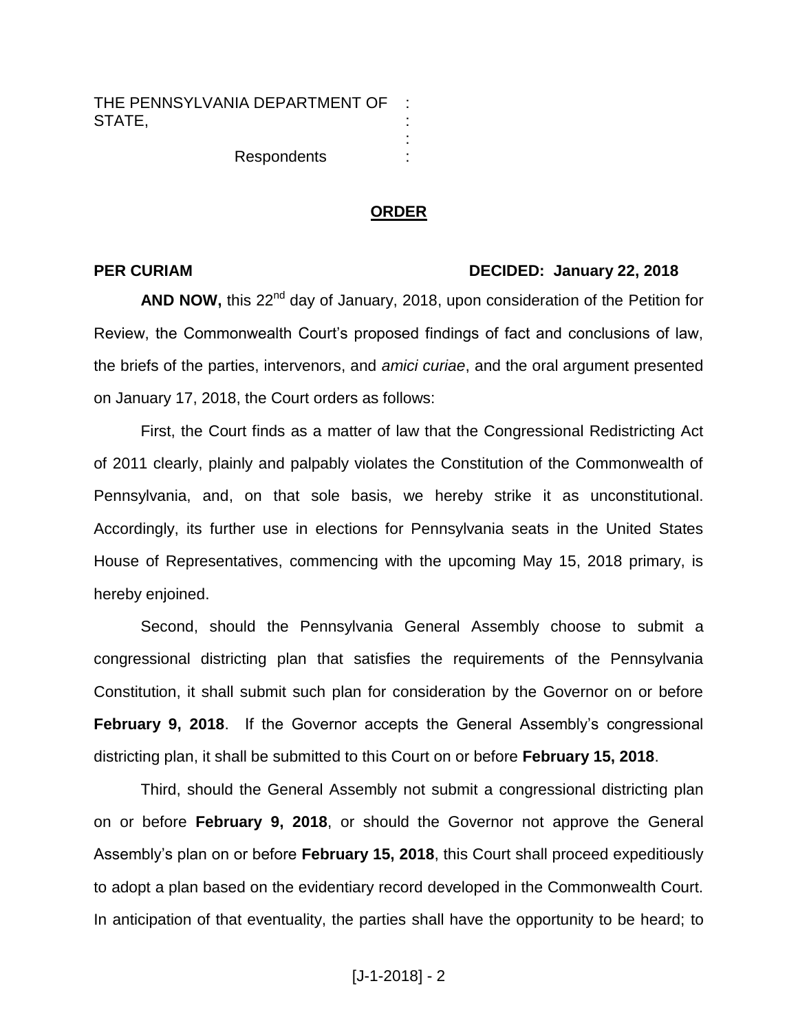THE PENNSYLVANIA DEPARTMENT OF STATE, :
:
:
Respondents :

**ORDER**

**PER CURIAM** **DECIDED: January 22, 2018**

**AND NOW,** this 22nd day of January, 2018, upon consideration of the Petition for Review, the Commonwealth Court's proposed findings of fact and conclusions of law, the briefs of the parties, intervenors, and *amici curiae*, and the oral argument presented on January 17, 2018, the Court orders as follows:

First, the Court finds as a matter of law that the Congressional Redistricting Act of 2011 clearly, plainly and palpably violates the Constitution of the Commonwealth of Pennsylvania, and, on that sole basis, we hereby strike it as unconstitutional. Accordingly, its further use in elections for Pennsylvania seats in the United States House of Representatives, commencing with the upcoming May 15, 2018 primary, is hereby enjoined.

Second, should the Pennsylvania General Assembly choose to submit a congressional districting plan that satisfies the requirements of the Pennsylvania Constitution, it shall submit such plan for consideration by the Governor on or before **February 9, 2018**. If the Governor accepts the General Assembly's congressional districting plan, it shall be submitted to this Court on or before **February 15, 2018**.

Third, should the General Assembly not submit a congressional districting plan on or before **February 9, 2018**, or should the Governor not approve the General Assembly's plan on or before **February 15, 2018**, this Court shall proceed expeditiously to adopt a plan based on the evidentiary record developed in the Commonwealth Court. In anticipation of that eventuality, the parties shall have the opportunity to be heard; to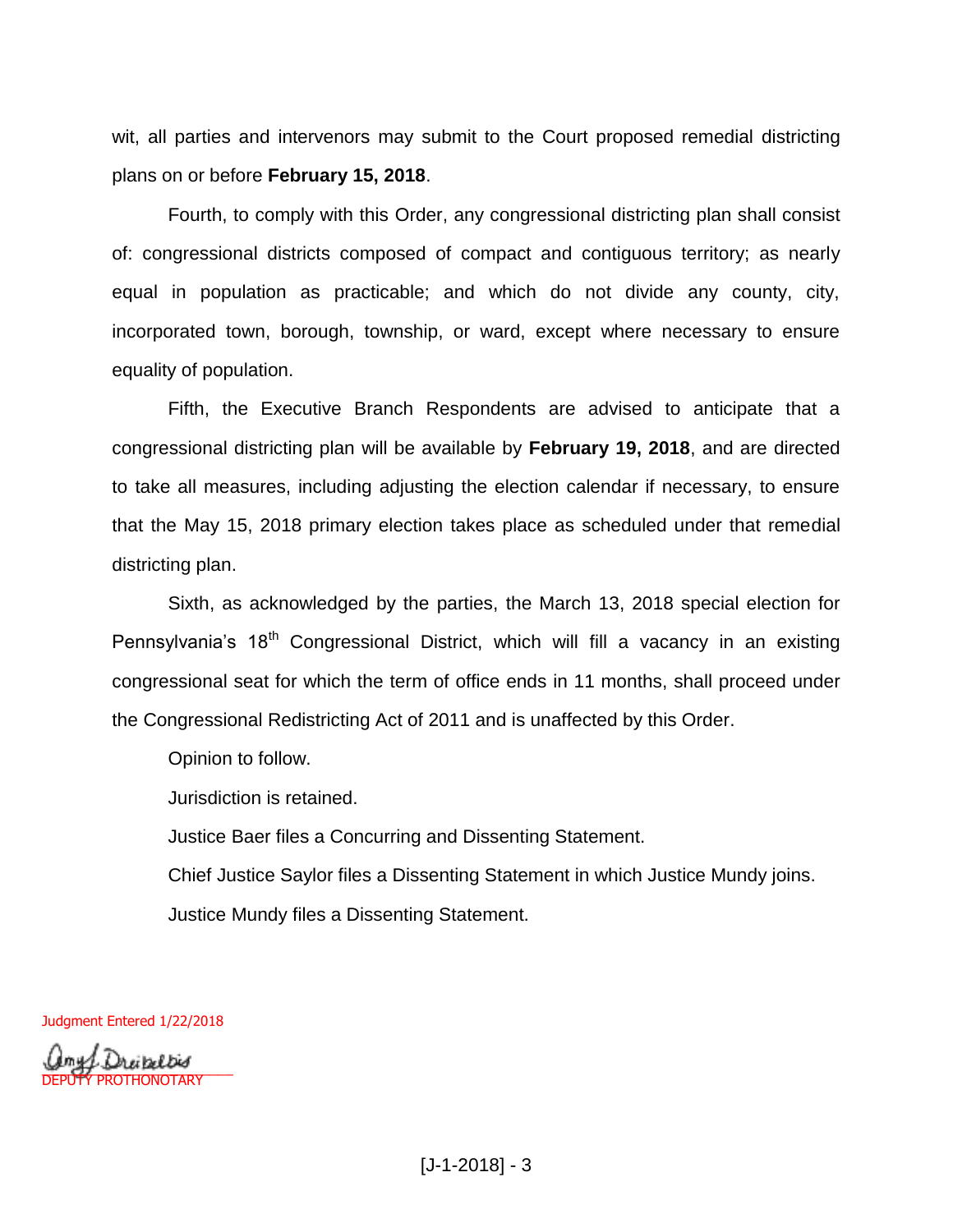wit, all parties and intervenors may submit to the Court proposed remedial districting plans on or before **February 15, 2018**.

Fourth, to comply with this Order, any congressional districting plan shall consist of: congressional districts composed of compact and contiguous territory; as nearly equal in population as practicable; and which do not divide any county, city, incorporated town, borough, township, or ward, except where necessary to ensure equality of population.

Fifth, the Executive Branch Respondents are advised to anticipate that a congressional districting plan will be available by **February 19, 2018**, and are directed to take all measures, including adjusting the election calendar if necessary, to ensure that the May 15, 2018 primary election takes place as scheduled under that remedial districting plan.

Sixth, as acknowledged by the parties, the March 13, 2018 special election for Pennsylvania's 18th Congressional District, which will fill a vacancy in an existing congressional seat for which the term of office ends in 11 months, shall proceed under the Congressional Redistricting Act of 2011 and is unaffected by this Order.

Opinion to follow.

Jurisdiction is retained.

Justice Baer files a Concurring and Dissenting Statement.

Chief Justice Saylor files a Dissenting Statement in which Justice Mundy joins.

Justice Mundy files a Dissenting Statement.

Judgment Entered 1/22/2018

Amy J. Dreibelbis
DEPUTY PROTHONOTARY